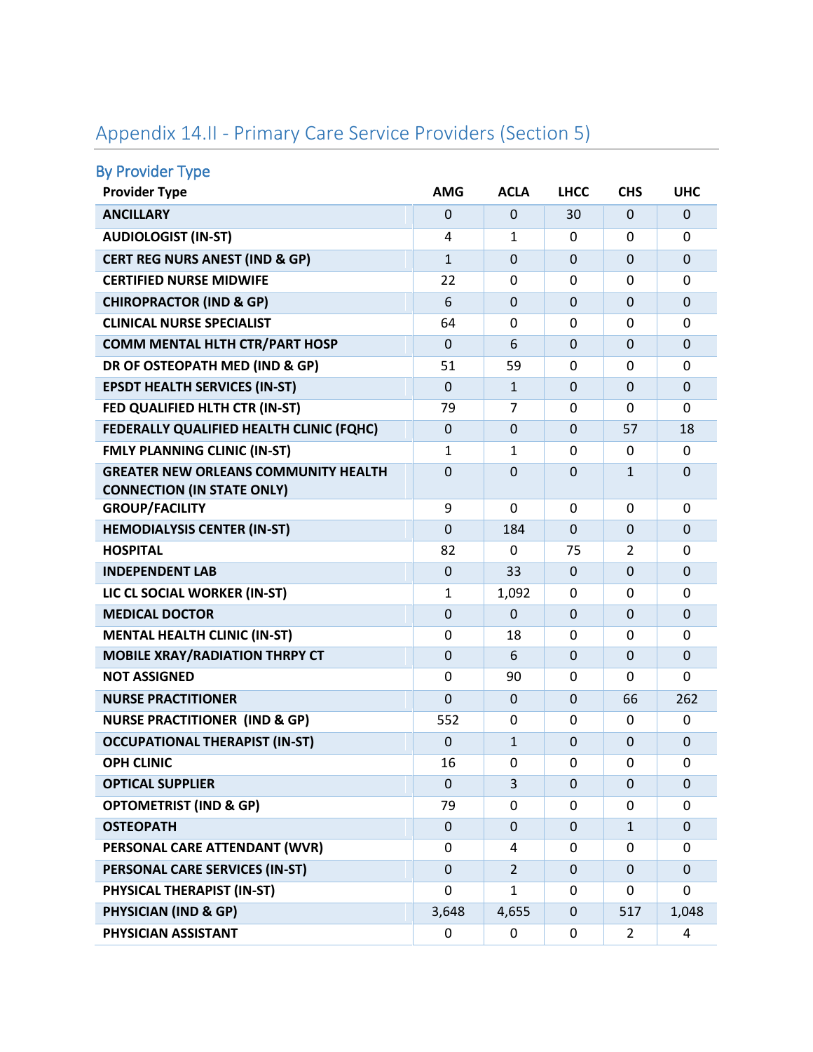## Appendix 14.II - Primary Care Service Providers (Section 5)

### By Provider Type

| Provider Type | AMG | ACLA | LHCC | CHS | UHC |
|---|---|---|---|---|---|
| **ANCILLARY** | 0 | 0 | 30 | 0 | 0 |
| **AUDIOLOGIST (IN-ST)** | 4 | 1 | 0 | 0 | 0 |
| **CERT REG NURS ANEST (IND & GP)** | 1 | 0 | 0 | 0 | 0 |
| **CERTIFIED NURSE MIDWIFE** | 22 | 0 | 0 | 0 | 0 |
| **CHIROPRACTOR (IND & GP)** | 6 | 0 | 0 | 0 | 0 |
| **CLINICAL NURSE SPECIALIST** | 64 | 0 | 0 | 0 | 0 |
| **COMM MENTAL HLTH CTR/PART HOSP** | 0 | 6 | 0 | 0 | 0 |
| **DR OF OSTEOPATH MED (IND & GP)** | 51 | 59 | 0 | 0 | 0 |
| **EPSDT HEALTH SERVICES (IN-ST)** | 0 | 1 | 0 | 0 | 0 |
| **FED QUALIFIED HLTH CTR (IN-ST)** | 79 | 7 | 0 | 0 | 0 |
| **FEDERALLY QUALIFIED HEALTH CLINIC (FQHC)** | 0 | 0 | 0 | 57 | 18 |
| **FMLY PLANNING CLINIC (IN-ST)** | 1 | 1 | 0 | 0 | 0 |
| **GREATER NEW ORLEANS COMMUNITY HEALTH CONNECTION (IN STATE ONLY)** | 0 | 0 | 0 | 1 | 0 |
| **GROUP/FACILITY** | 9 | 0 | 0 | 0 | 0 |
| **HEMODIALYSIS CENTER (IN-ST)** | 0 | 184 | 0 | 0 | 0 |
| **HOSPITAL** | 82 | 0 | 75 | 2 | 0 |
| **INDEPENDENT LAB** | 0 | 33 | 0 | 0 | 0 |
| **LIC CL SOCIAL WORKER (IN-ST)** | 1 | 1,092 | 0 | 0 | 0 |
| **MEDICAL DOCTOR** | 0 | 0 | 0 | 0 | 0 |
| **MENTAL HEALTH CLINIC (IN-ST)** | 0 | 18 | 0 | 0 | 0 |
| **MOBILE XRAY/RADIATION THRPY CT** | 0 | 6 | 0 | 0 | 0 |
| **NOT ASSIGNED** | 0 | 90 | 0 | 0 | 0 |
| **NURSE PRACTITIONER** | 0 | 0 | 0 | 66 | 262 |
| **NURSE PRACTITIONER (IND & GP)** | 552 | 0 | 0 | 0 | 0 |
| **OCCUPATIONAL THERAPIST (IN-ST)** | 0 | 1 | 0 | 0 | 0 |
| **OPH CLINIC** | 16 | 0 | 0 | 0 | 0 |
| **OPTICAL SUPPLIER** | 0 | 3 | 0 | 0 | 0 |
| **OPTOMETRIST (IND & GP)** | 79 | 0 | 0 | 0 | 0 |
| **OSTEOPATH** | 0 | 0 | 0 | 1 | 0 |
| **PERSONAL CARE ATTENDANT (WVR)** | 0 | 4 | 0 | 0 | 0 |
| **PERSONAL CARE SERVICES (IN-ST)** | 0 | 2 | 0 | 0 | 0 |
| **PHYSICAL THERAPIST (IN-ST)** | 0 | 1 | 0 | 0 | 0 |
| **PHYSICIAN (IND & GP)** | 3,648 | 4,655 | 0 | 517 | 1,048 |
| **PHYSICIAN ASSISTANT** | 0 | 0 | 0 | 2 | 4 |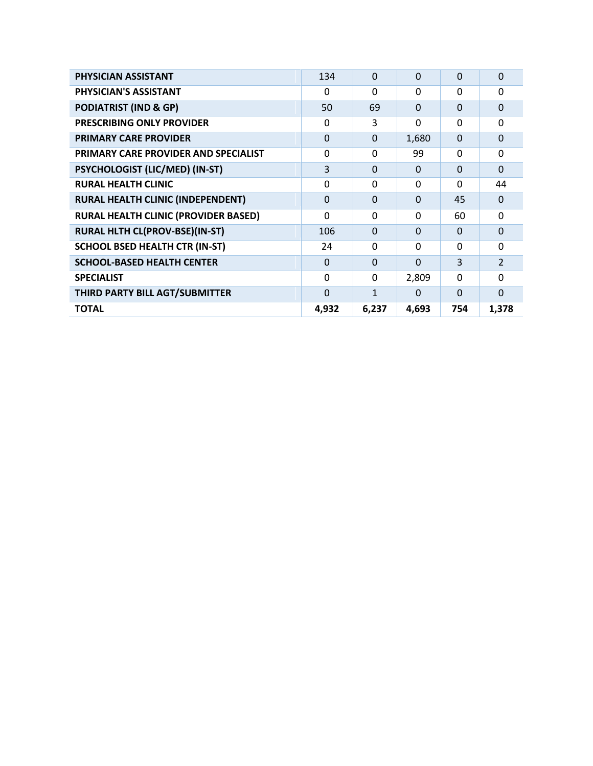| | | | | | |
|---|---|---|---|---|---|
| **PHYSICIAN ASSISTANT** | 134 | 0 | 0 | 0 | 0 |
| **PHYSICIAN'S ASSISTANT** | 0 | 0 | 0 | 0 | 0 |
| **PODIATRIST (IND & GP)** | 50 | 69 | 0 | 0 | 0 |
| **PRESCRIBING ONLY PROVIDER** | 0 | 3 | 0 | 0 | 0 |
| **PRIMARY CARE PROVIDER** | 0 | 0 | 1,680 | 0 | 0 |
| **PRIMARY CARE PROVIDER AND SPECIALIST** | 0 | 0 | 99 | 0 | 0 |
| **PSYCHOLOGIST (LIC/MED) (IN-ST)** | 3 | 0 | 0 | 0 | 0 |
| **RURAL HEALTH CLINIC** | 0 | 0 | 0 | 0 | 44 |
| **RURAL HEALTH CLINIC (INDEPENDENT)** | 0 | 0 | 0 | 45 | 0 |
| **RURAL HEALTH CLINIC (PROVIDER BASED)** | 0 | 0 | 0 | 60 | 0 |
| **RURAL HLTH CL(PROV-BSE)(IN-ST)** | 106 | 0 | 0 | 0 | 0 |
| **SCHOOL BSED HEALTH CTR (IN-ST)** | 24 | 0 | 0 | 0 | 0 |
| **SCHOOL-BASED HEALTH CENTER** | 0 | 0 | 0 | 3 | 2 |
| **SPECIALIST** | 0 | 0 | 2,809 | 0 | 0 |
| **THIRD PARTY BILL AGT/SUBMITTER** | 0 | 1 | 0 | 0 | 0 |
| **TOTAL** | **4,932** | **6,237** | **4,693** | **754** | **1,378** |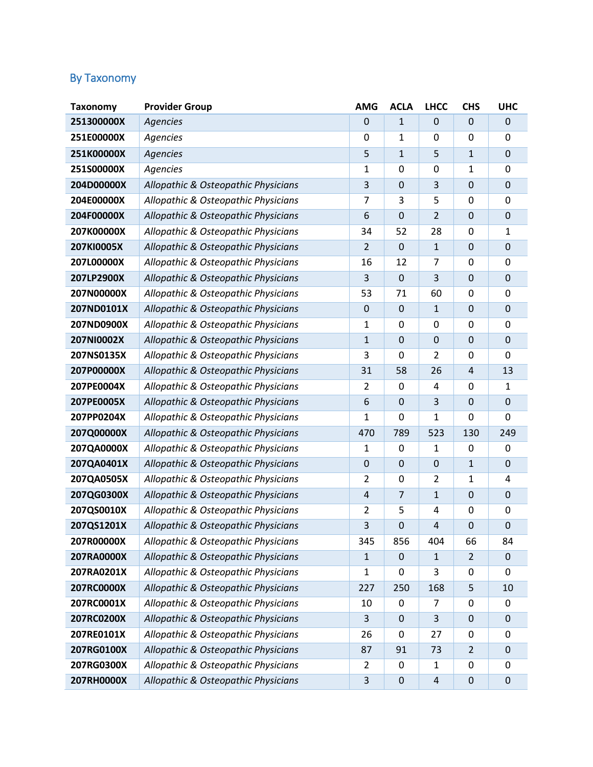## By Taxonomy

| Taxonomy | Provider Group | AMG | ACLA | LHCC | CHS | UHC |
|---|---|---|---|---|---|---|
| **251300000X** | *Agencies* | 0 | 1 | 0 | 0 | 0 |
| **251E00000X** | *Agencies* | 0 | 1 | 0 | 0 | 0 |
| **251K00000X** | *Agencies* | 5 | 1 | 5 | 1 | 0 |
| **251S00000X** | *Agencies* | 1 | 0 | 0 | 1 | 0 |
| **204D00000X** | *Allopathic & Osteopathic Physicians* | 3 | 0 | 3 | 0 | 0 |
| **204E00000X** | *Allopathic & Osteopathic Physicians* | 7 | 3 | 5 | 0 | 0 |
| **204F00000X** | *Allopathic & Osteopathic Physicians* | 6 | 0 | 2 | 0 | 0 |
| **207K00000X** | *Allopathic & Osteopathic Physicians* | 34 | 52 | 28 | 0 | 1 |
| **207KI0005X** | *Allopathic & Osteopathic Physicians* | 2 | 0 | 1 | 0 | 0 |
| **207L00000X** | *Allopathic & Osteopathic Physicians* | 16 | 12 | 7 | 0 | 0 |
| **207LP2900X** | *Allopathic & Osteopathic Physicians* | 3 | 0 | 3 | 0 | 0 |
| **207N00000X** | *Allopathic & Osteopathic Physicians* | 53 | 71 | 60 | 0 | 0 |
| **207ND0101X** | *Allopathic & Osteopathic Physicians* | 0 | 0 | 1 | 0 | 0 |
| **207ND0900X** | *Allopathic & Osteopathic Physicians* | 1 | 0 | 0 | 0 | 0 |
| **207NI0002X** | *Allopathic & Osteopathic Physicians* | 1 | 0 | 0 | 0 | 0 |
| **207NS0135X** | *Allopathic & Osteopathic Physicians* | 3 | 0 | 2 | 0 | 0 |
| **207P00000X** | *Allopathic & Osteopathic Physicians* | 31 | 58 | 26 | 4 | 13 |
| **207PE0004X** | *Allopathic & Osteopathic Physicians* | 2 | 0 | 4 | 0 | 1 |
| **207PE0005X** | *Allopathic & Osteopathic Physicians* | 6 | 0 | 3 | 0 | 0 |
| **207PP0204X** | *Allopathic & Osteopathic Physicians* | 1 | 0 | 1 | 0 | 0 |
| **207Q00000X** | *Allopathic & Osteopathic Physicians* | 470 | 789 | 523 | 130 | 249 |
| **207QA0000X** | *Allopathic & Osteopathic Physicians* | 1 | 0 | 1 | 0 | 0 |
| **207QA0401X** | *Allopathic & Osteopathic Physicians* | 0 | 0 | 0 | 1 | 0 |
| **207QA0505X** | *Allopathic & Osteopathic Physicians* | 2 | 0 | 2 | 1 | 4 |
| **207QG0300X** | *Allopathic & Osteopathic Physicians* | 4 | 7 | 1 | 0 | 0 |
| **207QS0010X** | *Allopathic & Osteopathic Physicians* | 2 | 5 | 4 | 0 | 0 |
| **207QS1201X** | *Allopathic & Osteopathic Physicians* | 3 | 0 | 4 | 0 | 0 |
| **207R00000X** | *Allopathic & Osteopathic Physicians* | 345 | 856 | 404 | 66 | 84 |
| **207RA0000X** | *Allopathic & Osteopathic Physicians* | 1 | 0 | 1 | 2 | 0 |
| **207RA0201X** | *Allopathic & Osteopathic Physicians* | 1 | 0 | 3 | 0 | 0 |
| **207RC0000X** | *Allopathic & Osteopathic Physicians* | 227 | 250 | 168 | 5 | 10 |
| **207RC0001X** | *Allopathic & Osteopathic Physicians* | 10 | 0 | 7 | 0 | 0 |
| **207RC0200X** | *Allopathic & Osteopathic Physicians* | 3 | 0 | 3 | 0 | 0 |
| **207RE0101X** | *Allopathic & Osteopathic Physicians* | 26 | 0 | 27 | 0 | 0 |
| **207RG0100X** | *Allopathic & Osteopathic Physicians* | 87 | 91 | 73 | 2 | 0 |
| **207RG0300X** | *Allopathic & Osteopathic Physicians* | 2 | 0 | 1 | 0 | 0 |
| **207RH0000X** | *Allopathic & Osteopathic Physicians* | 3 | 0 | 4 | 0 | 0 |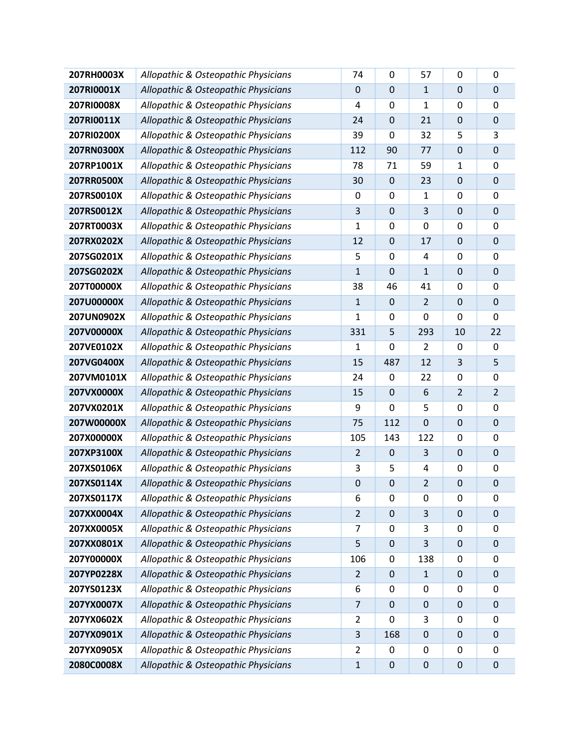| | | | | | | |
|---|---|---|---|---|---|---|
| **207RH0003X** | *Allopathic & Osteopathic Physicians* | 74 | 0 | 57 | 0 | 0 |
| **207RI0001X** | *Allopathic & Osteopathic Physicians* | 0 | 0 | 1 | 0 | 0 |
| **207RI0008X** | *Allopathic & Osteopathic Physicians* | 4 | 0 | 1 | 0 | 0 |
| **207RI0011X** | *Allopathic & Osteopathic Physicians* | 24 | 0 | 21 | 0 | 0 |
| **207RI0200X** | *Allopathic & Osteopathic Physicians* | 39 | 0 | 32 | 5 | 3 |
| **207RN0300X** | *Allopathic & Osteopathic Physicians* | 112 | 90 | 77 | 0 | 0 |
| **207RP1001X** | *Allopathic & Osteopathic Physicians* | 78 | 71 | 59 | 1 | 0 |
| **207RR0500X** | *Allopathic & Osteopathic Physicians* | 30 | 0 | 23 | 0 | 0 |
| **207RS0010X** | *Allopathic & Osteopathic Physicians* | 0 | 0 | 1 | 0 | 0 |
| **207RS0012X** | *Allopathic & Osteopathic Physicians* | 3 | 0 | 3 | 0 | 0 |
| **207RT0003X** | *Allopathic & Osteopathic Physicians* | 1 | 0 | 0 | 0 | 0 |
| **207RX0202X** | *Allopathic & Osteopathic Physicians* | 12 | 0 | 17 | 0 | 0 |
| **207SG0201X** | *Allopathic & Osteopathic Physicians* | 5 | 0 | 4 | 0 | 0 |
| **207SG0202X** | *Allopathic & Osteopathic Physicians* | 1 | 0 | 1 | 0 | 0 |
| **207T00000X** | *Allopathic & Osteopathic Physicians* | 38 | 46 | 41 | 0 | 0 |
| **207U00000X** | *Allopathic & Osteopathic Physicians* | 1 | 0 | 2 | 0 | 0 |
| **207UN0902X** | *Allopathic & Osteopathic Physicians* | 1 | 0 | 0 | 0 | 0 |
| **207V00000X** | *Allopathic & Osteopathic Physicians* | 331 | 5 | 293 | 10 | 22 |
| **207VE0102X** | *Allopathic & Osteopathic Physicians* | 1 | 0 | 2 | 0 | 0 |
| **207VG0400X** | *Allopathic & Osteopathic Physicians* | 15 | 487 | 12 | 3 | 5 |
| **207VM0101X** | *Allopathic & Osteopathic Physicians* | 24 | 0 | 22 | 0 | 0 |
| **207VX0000X** | *Allopathic & Osteopathic Physicians* | 15 | 0 | 6 | 2 | 2 |
| **207VX0201X** | *Allopathic & Osteopathic Physicians* | 9 | 0 | 5 | 0 | 0 |
| **207W00000X** | *Allopathic & Osteopathic Physicians* | 75 | 112 | 0 | 0 | 0 |
| **207X00000X** | *Allopathic & Osteopathic Physicians* | 105 | 143 | 122 | 0 | 0 |
| **207XP3100X** | *Allopathic & Osteopathic Physicians* | 2 | 0 | 3 | 0 | 0 |
| **207XS0106X** | *Allopathic & Osteopathic Physicians* | 3 | 5 | 4 | 0 | 0 |
| **207XS0114X** | *Allopathic & Osteopathic Physicians* | 0 | 0 | 2 | 0 | 0 |
| **207XS0117X** | *Allopathic & Osteopathic Physicians* | 6 | 0 | 0 | 0 | 0 |
| **207XX0004X** | *Allopathic & Osteopathic Physicians* | 2 | 0 | 3 | 0 | 0 |
| **207XX0005X** | *Allopathic & Osteopathic Physicians* | 7 | 0 | 3 | 0 | 0 |
| **207XX0801X** | *Allopathic & Osteopathic Physicians* | 5 | 0 | 3 | 0 | 0 |
| **207Y00000X** | *Allopathic & Osteopathic Physicians* | 106 | 0 | 138 | 0 | 0 |
| **207YP0228X** | *Allopathic & Osteopathic Physicians* | 2 | 0 | 1 | 0 | 0 |
| **207YS0123X** | *Allopathic & Osteopathic Physicians* | 6 | 0 | 0 | 0 | 0 |
| **207YX0007X** | *Allopathic & Osteopathic Physicians* | 7 | 0 | 0 | 0 | 0 |
| **207YX0602X** | *Allopathic & Osteopathic Physicians* | 2 | 0 | 3 | 0 | 0 |
| **207YX0901X** | *Allopathic & Osteopathic Physicians* | 3 | 168 | 0 | 0 | 0 |
| **207YX0905X** | *Allopathic & Osteopathic Physicians* | 2 | 0 | 0 | 0 | 0 |
| **2080C0008X** | *Allopathic & Osteopathic Physicians* | 1 | 0 | 0 | 0 | 0 |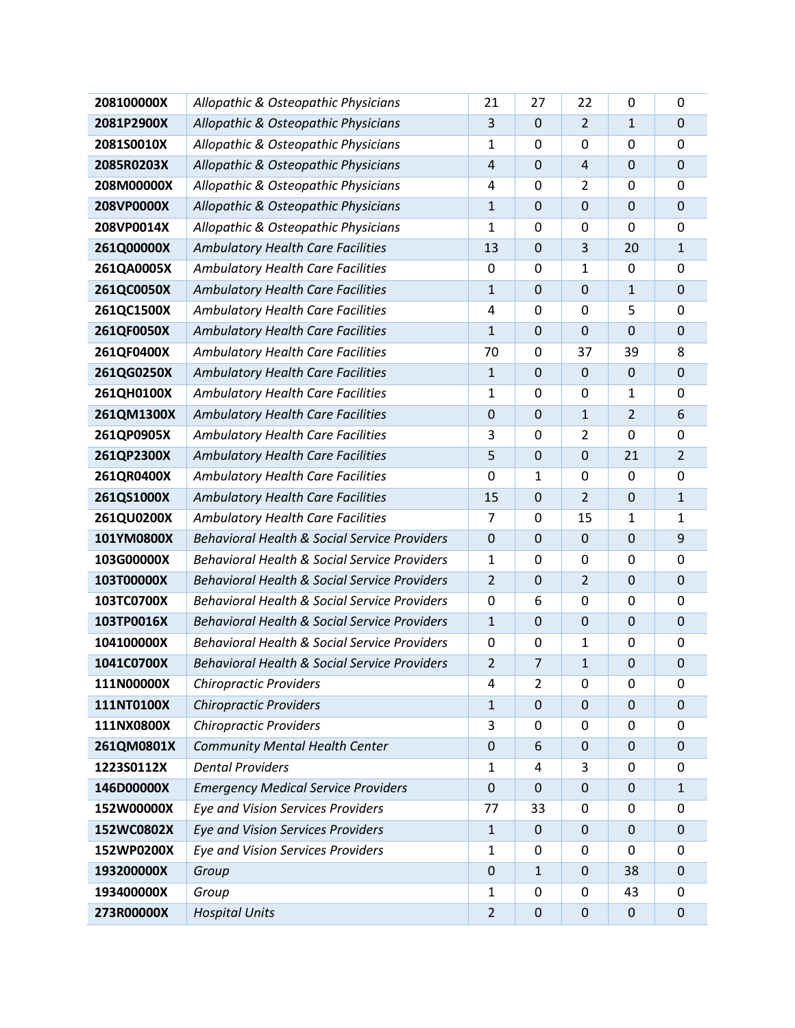| | | | | | | |
|---|---|---|---|---|---|---|
| **208100000X** | *Allopathic & Osteopathic Physicians* | 21 | 27 | 22 | 0 | 0 |
| **2081P2900X** | *Allopathic & Osteopathic Physicians* | 3 | 0 | 2 | 1 | 0 |
| **2081S0010X** | *Allopathic & Osteopathic Physicians* | 1 | 0 | 0 | 0 | 0 |
| **2085R0203X** | *Allopathic & Osteopathic Physicians* | 4 | 0 | 4 | 0 | 0 |
| **208M00000X** | *Allopathic & Osteopathic Physicians* | 4 | 0 | 2 | 0 | 0 |
| **208VP0000X** | *Allopathic & Osteopathic Physicians* | 1 | 0 | 0 | 0 | 0 |
| **208VP0014X** | *Allopathic & Osteopathic Physicians* | 1 | 0 | 0 | 0 | 0 |
| **261Q00000X** | *Ambulatory Health Care Facilities* | 13 | 0 | 3 | 20 | 1 |
| **261QA0005X** | *Ambulatory Health Care Facilities* | 0 | 0 | 1 | 0 | 0 |
| **261QC0050X** | *Ambulatory Health Care Facilities* | 1 | 0 | 0 | 1 | 0 |
| **261QC1500X** | *Ambulatory Health Care Facilities* | 4 | 0 | 0 | 5 | 0 |
| **261QF0050X** | *Ambulatory Health Care Facilities* | 1 | 0 | 0 | 0 | 0 |
| **261QF0400X** | *Ambulatory Health Care Facilities* | 70 | 0 | 37 | 39 | 8 |
| **261QG0250X** | *Ambulatory Health Care Facilities* | 1 | 0 | 0 | 0 | 0 |
| **261QH0100X** | *Ambulatory Health Care Facilities* | 1 | 0 | 0 | 1 | 0 |
| **261QM1300X** | *Ambulatory Health Care Facilities* | 0 | 0 | 1 | 2 | 6 |
| **261QP0905X** | *Ambulatory Health Care Facilities* | 3 | 0 | 2 | 0 | 0 |
| **261QP2300X** | *Ambulatory Health Care Facilities* | 5 | 0 | 0 | 21 | 2 |
| **261QR0400X** | *Ambulatory Health Care Facilities* | 0 | 1 | 0 | 0 | 0 |
| **261QS1000X** | *Ambulatory Health Care Facilities* | 15 | 0 | 2 | 0 | 1 |
| **261QU0200X** | *Ambulatory Health Care Facilities* | 7 | 0 | 15 | 1 | 1 |
| **101YM0800X** | *Behavioral Health & Social Service Providers* | 0 | 0 | 0 | 0 | 9 |
| **103G00000X** | *Behavioral Health & Social Service Providers* | 1 | 0 | 0 | 0 | 0 |
| **103T00000X** | *Behavioral Health & Social Service Providers* | 2 | 0 | 2 | 0 | 0 |
| **103TC0700X** | *Behavioral Health & Social Service Providers* | 0 | 6 | 0 | 0 | 0 |
| **103TP0016X** | *Behavioral Health & Social Service Providers* | 1 | 0 | 0 | 0 | 0 |
| **104100000X** | *Behavioral Health & Social Service Providers* | 0 | 0 | 1 | 0 | 0 |
| **1041C0700X** | *Behavioral Health & Social Service Providers* | 2 | 7 | 1 | 0 | 0 |
| **111N00000X** | *Chiropractic Providers* | 4 | 2 | 0 | 0 | 0 |
| **111NT0100X** | *Chiropractic Providers* | 1 | 0 | 0 | 0 | 0 |
| **111NX0800X** | *Chiropractic Providers* | 3 | 0 | 0 | 0 | 0 |
| **261QM0801X** | *Community Mental Health Center* | 0 | 6 | 0 | 0 | 0 |
| **1223S0112X** | *Dental Providers* | 1 | 4 | 3 | 0 | 0 |
| **146D00000X** | *Emergency Medical Service Providers* | 0 | 0 | 0 | 0 | 1 |
| **152W00000X** | *Eye and Vision Services Providers* | 77 | 33 | 0 | 0 | 0 |
| **152WC0802X** | *Eye and Vision Services Providers* | 1 | 0 | 0 | 0 | 0 |
| **152WP0200X** | *Eye and Vision Services Providers* | 1 | 0 | 0 | 0 | 0 |
| **193200000X** | *Group* | 0 | 1 | 0 | 38 | 0 |
| **193400000X** | *Group* | 1 | 0 | 0 | 43 | 0 |
| **273R00000X** | *Hospital Units* | 2 | 0 | 0 | 0 | 0 |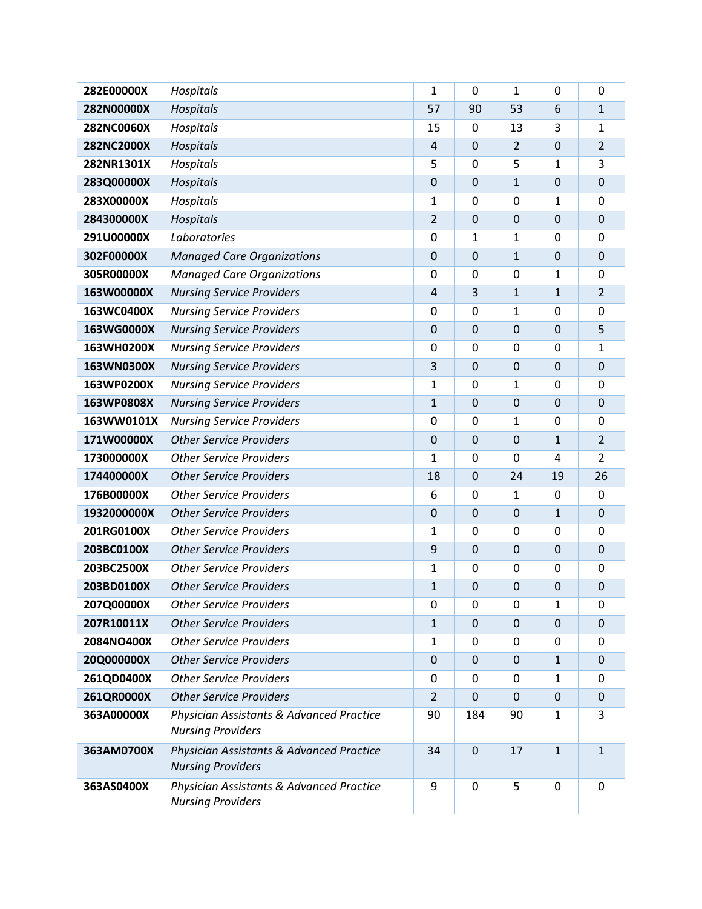| | | | | | | |
|---|---|---|---|---|---|---|
| **282E00000X** | *Hospitals* | 1 | 0 | 1 | 0 | 0 |
| **282N00000X** | *Hospitals* | 57 | 90 | 53 | 6 | 1 |
| **282NC0060X** | *Hospitals* | 15 | 0 | 13 | 3 | 1 |
| **282NC2000X** | *Hospitals* | 4 | 0 | 2 | 0 | 2 |
| **282NR1301X** | *Hospitals* | 5 | 0 | 5 | 1 | 3 |
| **283Q00000X** | *Hospitals* | 0 | 0 | 1 | 0 | 0 |
| **283X00000X** | *Hospitals* | 1 | 0 | 0 | 1 | 0 |
| **284300000X** | *Hospitals* | 2 | 0 | 0 | 0 | 0 |
| **291U00000X** | *Laboratories* | 0 | 1 | 1 | 0 | 0 |
| **302F00000X** | *Managed Care Organizations* | 0 | 0 | 1 | 0 | 0 |
| **305R00000X** | *Managed Care Organizations* | 0 | 0 | 0 | 1 | 0 |
| **163W00000X** | *Nursing Service Providers* | 4 | 3 | 1 | 1 | 2 |
| **163WC0400X** | *Nursing Service Providers* | 0 | 0 | 1 | 0 | 0 |
| **163WG0000X** | *Nursing Service Providers* | 0 | 0 | 0 | 0 | 5 |
| **163WH0200X** | *Nursing Service Providers* | 0 | 0 | 0 | 0 | 1 |
| **163WN0300X** | *Nursing Service Providers* | 3 | 0 | 0 | 0 | 0 |
| **163WP0200X** | *Nursing Service Providers* | 1 | 0 | 1 | 0 | 0 |
| **163WP0808X** | *Nursing Service Providers* | 1 | 0 | 0 | 0 | 0 |
| **163WW0101X** | *Nursing Service Providers* | 0 | 0 | 1 | 0 | 0 |
| **171W00000X** | *Other Service Providers* | 0 | 0 | 0 | 1 | 2 |
| **173000000X** | *Other Service Providers* | 1 | 0 | 0 | 4 | 2 |
| **174400000X** | *Other Service Providers* | 18 | 0 | 24 | 19 | 26 |
| **176B00000X** | *Other Service Providers* | 6 | 0 | 1 | 0 | 0 |
| **1932000000X** | *Other Service Providers* | 0 | 0 | 0 | 1 | 0 |
| **201RG0100X** | *Other Service Providers* | 1 | 0 | 0 | 0 | 0 |
| **203BC0100X** | *Other Service Providers* | 9 | 0 | 0 | 0 | 0 |
| **203BC2500X** | *Other Service Providers* | 1 | 0 | 0 | 0 | 0 |
| **203BD0100X** | *Other Service Providers* | 1 | 0 | 0 | 0 | 0 |
| **207Q00000X** | *Other Service Providers* | 0 | 0 | 0 | 1 | 0 |
| **207R10011X** | *Other Service Providers* | 1 | 0 | 0 | 0 | 0 |
| **2084NO400X** | *Other Service Providers* | 1 | 0 | 0 | 0 | 0 |
| **20Q000000X** | *Other Service Providers* | 0 | 0 | 0 | 1 | 0 |
| **261QD0400X** | *Other Service Providers* | 0 | 0 | 0 | 1 | 0 |
| **261QR0000X** | *Other Service Providers* | 2 | 0 | 0 | 0 | 0 |
| **363A00000X** | *Physician Assistants & Advanced Practice Nursing Providers* | 90 | 184 | 90 | 1 | 3 |
| **363AM0700X** | *Physician Assistants & Advanced Practice Nursing Providers* | 34 | 0 | 17 | 1 | 1 |
| **363AS0400X** | *Physician Assistants & Advanced Practice Nursing Providers* | 9 | 0 | 5 | 0 | 0 |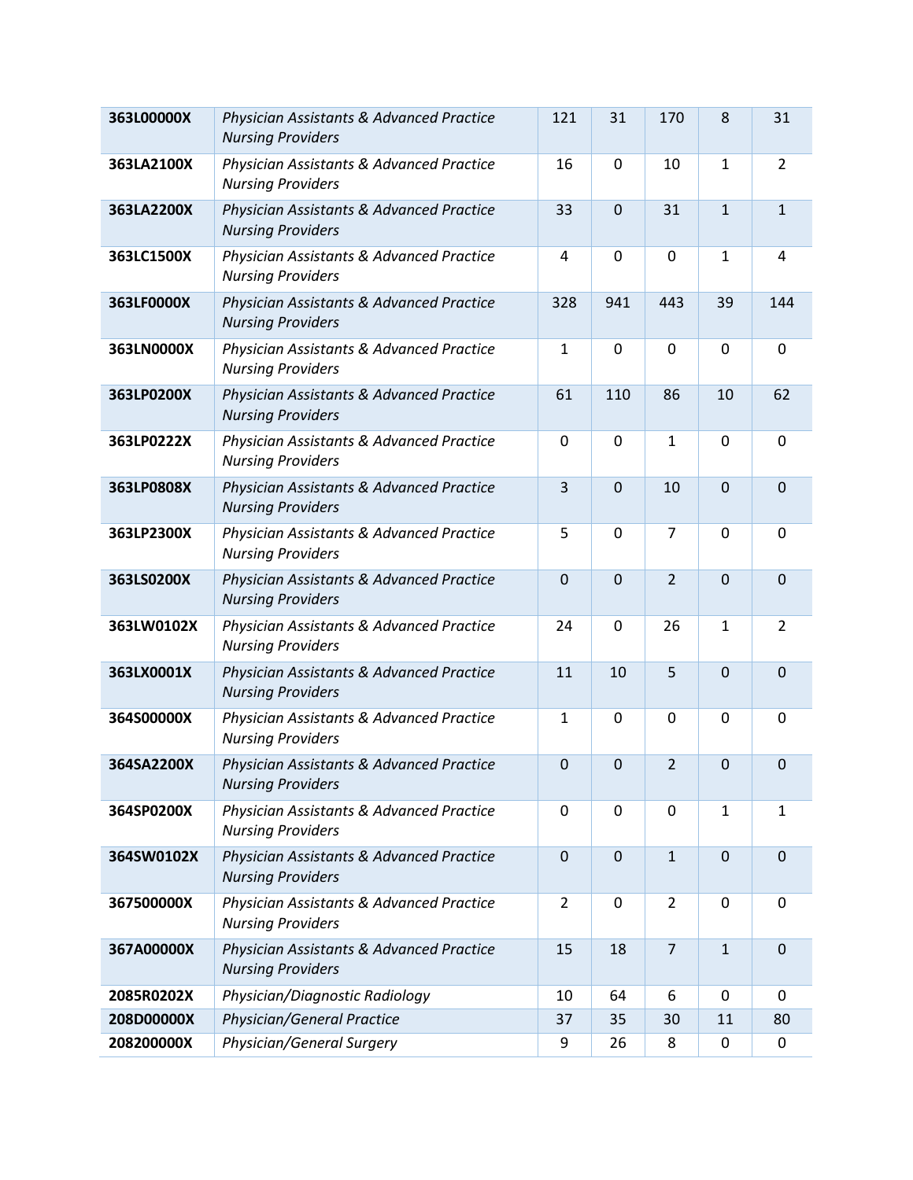| 363L00000X | *Physician Assistants & Advanced Practice Nursing Providers* | 121 | 31 | 170 | 8 | 31 |
|---|---|---|---|---|---|---|
| 363LA2100X | *Physician Assistants & Advanced Practice Nursing Providers* | 16 | 0 | 10 | 1 | 2 |
| 363LA2200X | *Physician Assistants & Advanced Practice Nursing Providers* | 33 | 0 | 31 | 1 | 1 |
| 363LC1500X | *Physician Assistants & Advanced Practice Nursing Providers* | 4 | 0 | 0 | 1 | 4 |
| 363LF0000X | *Physician Assistants & Advanced Practice Nursing Providers* | 328 | 941 | 443 | 39 | 144 |
| 363LN0000X | *Physician Assistants & Advanced Practice Nursing Providers* | 1 | 0 | 0 | 0 | 0 |
| 363LP0200X | *Physician Assistants & Advanced Practice Nursing Providers* | 61 | 110 | 86 | 10 | 62 |
| 363LP0222X | *Physician Assistants & Advanced Practice Nursing Providers* | 0 | 0 | 1 | 0 | 0 |
| 363LP0808X | *Physician Assistants & Advanced Practice Nursing Providers* | 3 | 0 | 10 | 0 | 0 |
| 363LP2300X | *Physician Assistants & Advanced Practice Nursing Providers* | 5 | 0 | 7 | 0 | 0 |
| 363LS0200X | *Physician Assistants & Advanced Practice Nursing Providers* | 0 | 0 | 2 | 0 | 0 |
| 363LW0102X | *Physician Assistants & Advanced Practice Nursing Providers* | 24 | 0 | 26 | 1 | 2 |
| 363LX0001X | *Physician Assistants & Advanced Practice Nursing Providers* | 11 | 10 | 5 | 0 | 0 |
| 364S00000X | *Physician Assistants & Advanced Practice Nursing Providers* | 1 | 0 | 0 | 0 | 0 |
| 364SA2200X | *Physician Assistants & Advanced Practice Nursing Providers* | 0 | 0 | 2 | 0 | 0 |
| 364SP0200X | *Physician Assistants & Advanced Practice Nursing Providers* | 0 | 0 | 0 | 1 | 1 |
| 364SW0102X | *Physician Assistants & Advanced Practice Nursing Providers* | 0 | 0 | 1 | 0 | 0 |
| 367500000X | *Physician Assistants & Advanced Practice Nursing Providers* | 2 | 0 | 2 | 0 | 0 |
| 367A00000X | *Physician Assistants & Advanced Practice Nursing Providers* | 15 | 18 | 7 | 1 | 0 |
| 2085R0202X | *Physician/Diagnostic Radiology* | 10 | 64 | 6 | 0 | 0 |
| 208D00000X | *Physician/General Practice* | 37 | 35 | 30 | 11 | 80 |
| 208200000X | *Physician/General Surgery* | 9 | 26 | 8 | 0 | 0 |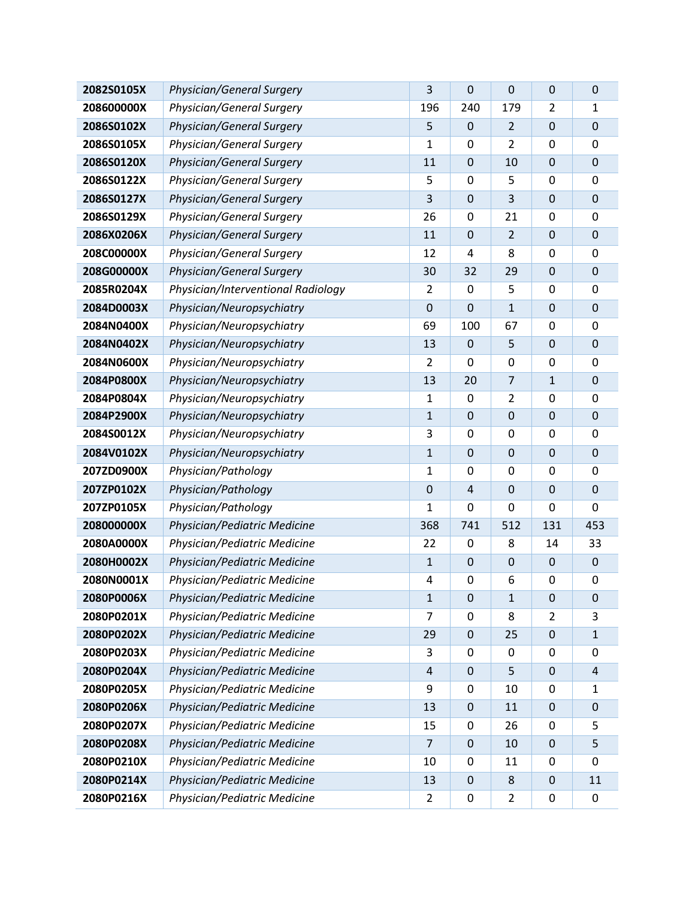| | | | | | | |
|---|---|---|---|---|---|---|
| **2082S0105X** | *Physician/General Surgery* | 3 | 0 | 0 | 0 | 0 |
| **208600000X** | *Physician/General Surgery* | 196 | 240 | 179 | 2 | 1 |
| **2086S0102X** | *Physician/General Surgery* | 5 | 0 | 2 | 0 | 0 |
| **2086S0105X** | *Physician/General Surgery* | 1 | 0 | 2 | 0 | 0 |
| **2086S0120X** | *Physician/General Surgery* | 11 | 0 | 10 | 0 | 0 |
| **2086S0122X** | *Physician/General Surgery* | 5 | 0 | 5 | 0 | 0 |
| **2086S0127X** | *Physician/General Surgery* | 3 | 0 | 3 | 0 | 0 |
| **2086S0129X** | *Physician/General Surgery* | 26 | 0 | 21 | 0 | 0 |
| **2086X0206X** | *Physician/General Surgery* | 11 | 0 | 2 | 0 | 0 |
| **208C00000X** | *Physician/General Surgery* | 12 | 4 | 8 | 0 | 0 |
| **208G00000X** | *Physician/General Surgery* | 30 | 32 | 29 | 0 | 0 |
| **2085R0204X** | *Physician/Interventional Radiology* | 2 | 0 | 5 | 0 | 0 |
| **2084D0003X** | *Physician/Neuropsychiatry* | 0 | 0 | 1 | 0 | 0 |
| **2084N0400X** | *Physician/Neuropsychiatry* | 69 | 100 | 67 | 0 | 0 |
| **2084N0402X** | *Physician/Neuropsychiatry* | 13 | 0 | 5 | 0 | 0 |
| **2084N0600X** | *Physician/Neuropsychiatry* | 2 | 0 | 0 | 0 | 0 |
| **2084P0800X** | *Physician/Neuropsychiatry* | 13 | 20 | 7 | 1 | 0 |
| **2084P0804X** | *Physician/Neuropsychiatry* | 1 | 0 | 2 | 0 | 0 |
| **2084P2900X** | *Physician/Neuropsychiatry* | 1 | 0 | 0 | 0 | 0 |
| **2084S0012X** | *Physician/Neuropsychiatry* | 3 | 0 | 0 | 0 | 0 |
| **2084V0102X** | *Physician/Neuropsychiatry* | 1 | 0 | 0 | 0 | 0 |
| **207ZD0900X** | *Physician/Pathology* | 1 | 0 | 0 | 0 | 0 |
| **207ZP0102X** | *Physician/Pathology* | 0 | 4 | 0 | 0 | 0 |
| **207ZP0105X** | *Physician/Pathology* | 1 | 0 | 0 | 0 | 0 |
| **208000000X** | *Physician/Pediatric Medicine* | 368 | 741 | 512 | 131 | 453 |
| **2080A0000X** | *Physician/Pediatric Medicine* | 22 | 0 | 8 | 14 | 33 |
| **2080H0002X** | *Physician/Pediatric Medicine* | 1 | 0 | 0 | 0 | 0 |
| **2080N0001X** | *Physician/Pediatric Medicine* | 4 | 0 | 6 | 0 | 0 |
| **2080P0006X** | *Physician/Pediatric Medicine* | 1 | 0 | 1 | 0 | 0 |
| **2080P0201X** | *Physician/Pediatric Medicine* | 7 | 0 | 8 | 2 | 3 |
| **2080P0202X** | *Physician/Pediatric Medicine* | 29 | 0 | 25 | 0 | 1 |
| **2080P0203X** | *Physician/Pediatric Medicine* | 3 | 0 | 0 | 0 | 0 |
| **2080P0204X** | *Physician/Pediatric Medicine* | 4 | 0 | 5 | 0 | 4 |
| **2080P0205X** | *Physician/Pediatric Medicine* | 9 | 0 | 10 | 0 | 1 |
| **2080P0206X** | *Physician/Pediatric Medicine* | 13 | 0 | 11 | 0 | 0 |
| **2080P0207X** | *Physician/Pediatric Medicine* | 15 | 0 | 26 | 0 | 5 |
| **2080P0208X** | *Physician/Pediatric Medicine* | 7 | 0 | 10 | 0 | 5 |
| **2080P0210X** | *Physician/Pediatric Medicine* | 10 | 0 | 11 | 0 | 0 |
| **2080P0214X** | *Physician/Pediatric Medicine* | 13 | 0 | 8 | 0 | 11 |
| **2080P0216X** | *Physician/Pediatric Medicine* | 2 | 0 | 2 | 0 | 0 |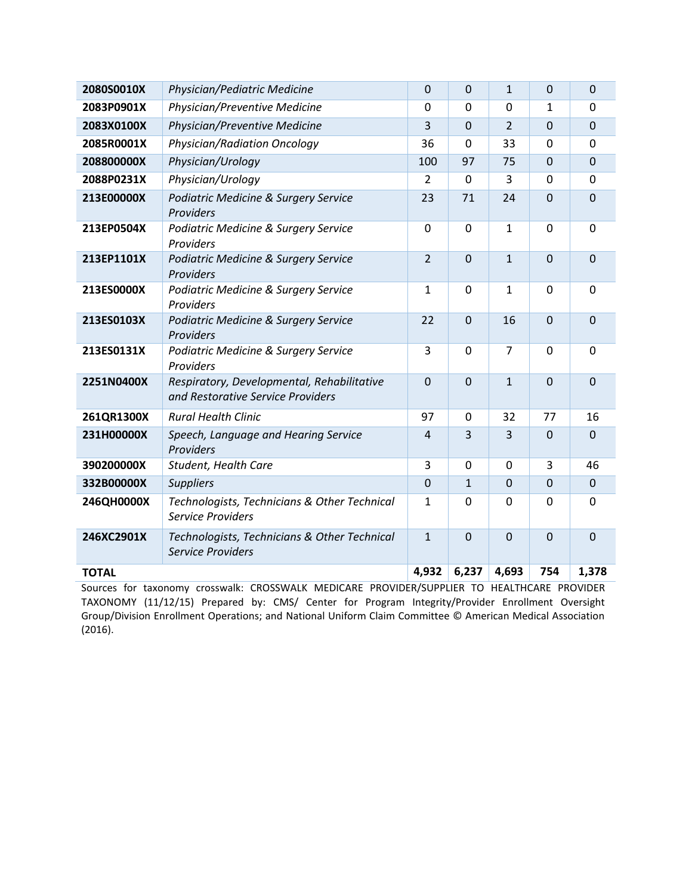| | | | | | | |
|---|---|---|---|---|---|---|
| **2080S0010X** | *Physician/Pediatric Medicine* | 0 | 0 | 1 | 0 | 0 |
| **2083P0901X** | *Physician/Preventive Medicine* | 0 | 0 | 0 | 1 | 0 |
| **2083X0100X** | *Physician/Preventive Medicine* | 3 | 0 | 2 | 0 | 0 |
| **2085R0001X** | *Physician/Radiation Oncology* | 36 | 0 | 33 | 0 | 0 |
| **208800000X** | *Physician/Urology* | 100 | 97 | 75 | 0 | 0 |
| **2088P0231X** | *Physician/Urology* | 2 | 0 | 3 | 0 | 0 |
| **213E00000X** | *Podiatric Medicine & Surgery Service Providers* | 23 | 71 | 24 | 0 | 0 |
| **213EP0504X** | *Podiatric Medicine & Surgery Service Providers* | 0 | 0 | 1 | 0 | 0 |
| **213EP1101X** | *Podiatric Medicine & Surgery Service Providers* | 2 | 0 | 1 | 0 | 0 |
| **213ES0000X** | *Podiatric Medicine & Surgery Service Providers* | 1 | 0 | 1 | 0 | 0 |
| **213ES0103X** | *Podiatric Medicine & Surgery Service Providers* | 22 | 0 | 16 | 0 | 0 |
| **213ES0131X** | *Podiatric Medicine & Surgery Service Providers* | 3 | 0 | 7 | 0 | 0 |
| **2251N0400X** | *Respiratory, Developmental, Rehabilitative and Restorative Service Providers* | 0 | 0 | 1 | 0 | 0 |
| **261QR1300X** | *Rural Health Clinic* | 97 | 0 | 32 | 77 | 16 |
| **231H00000X** | *Speech, Language and Hearing Service Providers* | 4 | 3 | 3 | 0 | 0 |
| **390200000X** | *Student, Health Care* | 3 | 0 | 0 | 3 | 46 |
| **332B00000X** | *Suppliers* | 0 | 1 | 0 | 0 | 0 |
| **246QH0000X** | *Technologists, Technicians & Other Technical Service Providers* | 1 | 0 | 0 | 0 | 0 |
| **246XC2901X** | *Technologists, Technicians & Other Technical Service Providers* | 1 | 0 | 0 | 0 | 0 |
| **TOTAL** | | **4,932** | **6,237** | **4,693** | **754** | **1,378** |

Sources for taxonomy crosswalk: CROSSWALK MEDICARE PROVIDER/SUPPLIER TO HEALTHCARE PROVIDER TAXONOMY (11/12/15) Prepared by: CMS/ Center for Program Integrity/Provider Enrollment Oversight Group/Division Enrollment Operations; and National Uniform Claim Committee © American Medical Association (2016).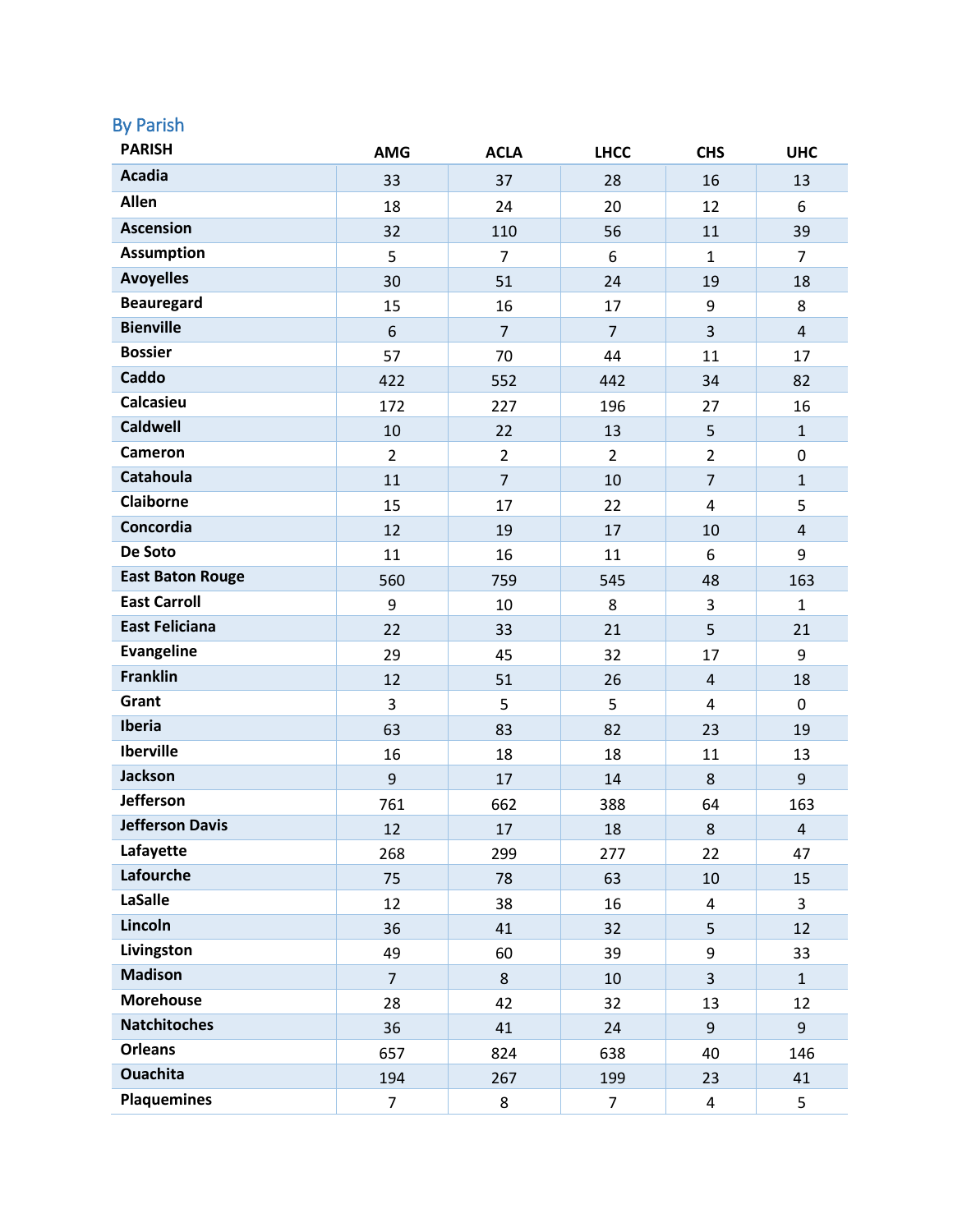## By Parish

| PARISH | AMG | ACLA | LHCC | CHS | UHC |
|---|---|---|---|---|---|
| Acadia | 33 | 37 | 28 | 16 | 13 |
| Allen | 18 | 24 | 20 | 12 | 6 |
| Ascension | 32 | 110 | 56 | 11 | 39 |
| Assumption | 5 | 7 | 6 | 1 | 7 |
| Avoyelles | 30 | 51 | 24 | 19 | 18 |
| Beauregard | 15 | 16 | 17 | 9 | 8 |
| Bienville | 6 | 7 | 7 | 3 | 4 |
| Bossier | 57 | 70 | 44 | 11 | 17 |
| Caddo | 422 | 552 | 442 | 34 | 82 |
| Calcasieu | 172 | 227 | 196 | 27 | 16 |
| Caldwell | 10 | 22 | 13 | 5 | 1 |
| Cameron | 2 | 2 | 2 | 2 | 0 |
| Catahoula | 11 | 7 | 10 | 7 | 1 |
| Claiborne | 15 | 17 | 22 | 4 | 5 |
| Concordia | 12 | 19 | 17 | 10 | 4 |
| De Soto | 11 | 16 | 11 | 6 | 9 |
| East Baton Rouge | 560 | 759 | 545 | 48 | 163 |
| East Carroll | 9 | 10 | 8 | 3 | 1 |
| East Feliciana | 22 | 33 | 21 | 5 | 21 |
| Evangeline | 29 | 45 | 32 | 17 | 9 |
| Franklin | 12 | 51 | 26 | 4 | 18 |
| Grant | 3 | 5 | 5 | 4 | 0 |
| Iberia | 63 | 83 | 82 | 23 | 19 |
| Iberville | 16 | 18 | 18 | 11 | 13 |
| Jackson | 9 | 17 | 14 | 8 | 9 |
| Jefferson | 761 | 662 | 388 | 64 | 163 |
| Jefferson Davis | 12 | 17 | 18 | 8 | 4 |
| Lafayette | 268 | 299 | 277 | 22 | 47 |
| Lafourche | 75 | 78 | 63 | 10 | 15 |
| LaSalle | 12 | 38 | 16 | 4 | 3 |
| Lincoln | 36 | 41 | 32 | 5 | 12 |
| Livingston | 49 | 60 | 39 | 9 | 33 |
| Madison | 7 | 8 | 10 | 3 | 1 |
| Morehouse | 28 | 42 | 32 | 13 | 12 |
| Natchitoches | 36 | 41 | 24 | 9 | 9 |
| Orleans | 657 | 824 | 638 | 40 | 146 |
| Ouachita | 194 | 267 | 199 | 23 | 41 |
| Plaquemines | 7 | 8 | 7 | 4 | 5 |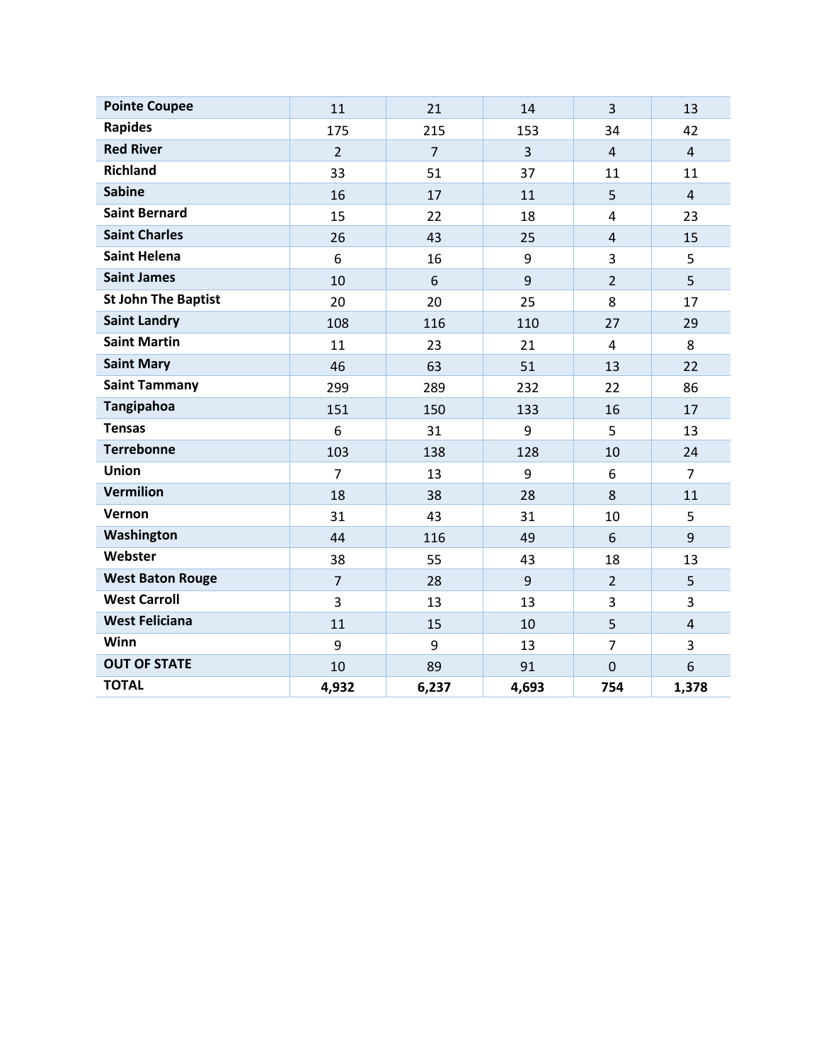| | | | | | |
|---|---|---|---|---|---|
| **Pointe Coupee** | 11 | 21 | 14 | 3 | 13 |
| **Rapides** | 175 | 215 | 153 | 34 | 42 |
| **Red River** | 2 | 7 | 3 | 4 | 4 |
| **Richland** | 33 | 51 | 37 | 11 | 11 |
| **Sabine** | 16 | 17 | 11 | 5 | 4 |
| **Saint Bernard** | 15 | 22 | 18 | 4 | 23 |
| **Saint Charles** | 26 | 43 | 25 | 4 | 15 |
| **Saint Helena** | 6 | 16 | 9 | 3 | 5 |
| **Saint James** | 10 | 6 | 9 | 2 | 5 |
| **St John The Baptist** | 20 | 20 | 25 | 8 | 17 |
| **Saint Landry** | 108 | 116 | 110 | 27 | 29 |
| **Saint Martin** | 11 | 23 | 21 | 4 | 8 |
| **Saint Mary** | 46 | 63 | 51 | 13 | 22 |
| **Saint Tammany** | 299 | 289 | 232 | 22 | 86 |
| **Tangipahoa** | 151 | 150 | 133 | 16 | 17 |
| **Tensas** | 6 | 31 | 9 | 5 | 13 |
| **Terrebonne** | 103 | 138 | 128 | 10 | 24 |
| **Union** | 7 | 13 | 9 | 6 | 7 |
| **Vermilion** | 18 | 38 | 28 | 8 | 11 |
| **Vernon** | 31 | 43 | 31 | 10 | 5 |
| **Washington** | 44 | 116 | 49 | 6 | 9 |
| **Webster** | 38 | 55 | 43 | 18 | 13 |
| **West Baton Rouge** | 7 | 28 | 9 | 2 | 5 |
| **West Carroll** | 3 | 13 | 13 | 3 | 3 |
| **West Feliciana** | 11 | 15 | 10 | 5 | 4 |
| **Winn** | 9 | 9 | 13 | 7 | 3 |
| **OUT OF STATE** | 10 | 89 | 91 | 0 | 6 |
| **TOTAL** | **4,932** | **6,237** | **4,693** | **754** | **1,378** |